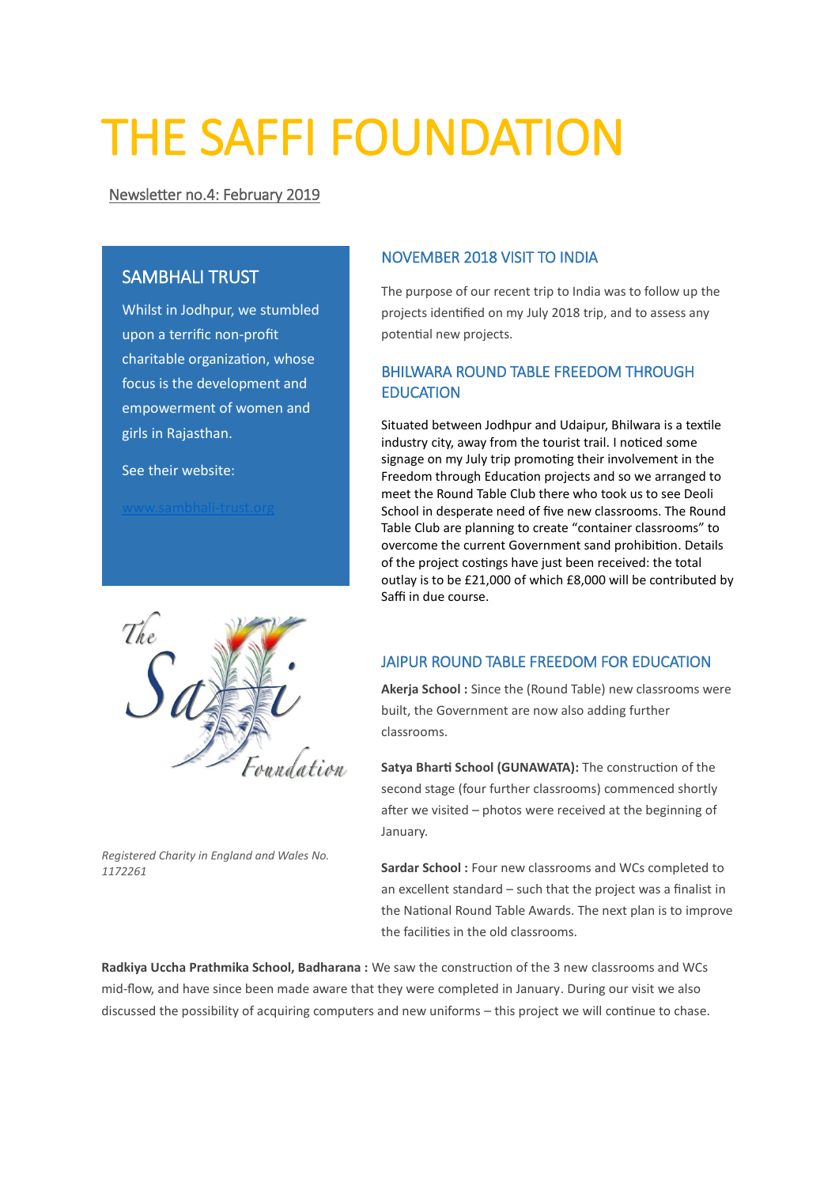# THE SAFFI FOUNDATION

Newsletter no.4: February 2019

## SAMBHALI TRUST

Whilst in Jodhpur, we stumbled upon a terrific non-profit charitable organization, whose focus is the development and empowerment of women and girls in Rajasthan.

See their website:

www.sambhali-trust.org

*Registered Charity in England and Wales No. 1172261*

## NOVEMBER 2018 VISIT TO INDIA

The purpose of our recent trip to India was to follow up the projects identified on my July 2018 trip, and to assess any potential new projects.

## BHILWARA ROUND TABLE FREEDOM THROUGH EDUCATION

Situated between Jodhpur and Udaipur, Bhilwara is a textile industry city, away from the tourist trail. I noticed some signage on my July trip promoting their involvement in the Freedom through Education projects and so we arranged to meet the Round Table Club there who took us to see Deoli School in desperate need of five new classrooms. The Round Table Club are planning to create "container classrooms" to overcome the current Government sand prohibition. Details of the project costings have just been received: the total outlay is to be £21,000 of which £8,000 will be contributed by Saffi in due course.

## JAIPUR ROUND TABLE FREEDOM FOR EDUCATION

**Akerja School :** Since the (Round Table) new classrooms were built, the Government are now also adding further classrooms.

**Satya Bharti School (GUNAWATA):** The construction of the second stage (four further classrooms) commenced shortly after we visited – photos were received at the beginning of January.

**Sardar School :** Four new classrooms and WCs completed to an excellent standard – such that the project was a finalist in the National Round Table Awards. The next plan is to improve the facilities in the old classrooms.

**Radkiya Uccha Prathmika School, Badharana :** We saw the construction of the 3 new classrooms and WCs mid-flow, and have since been made aware that they were completed in January. During our visit we also discussed the possibility of acquiring computers and new uniforms – this project we will continue to chase.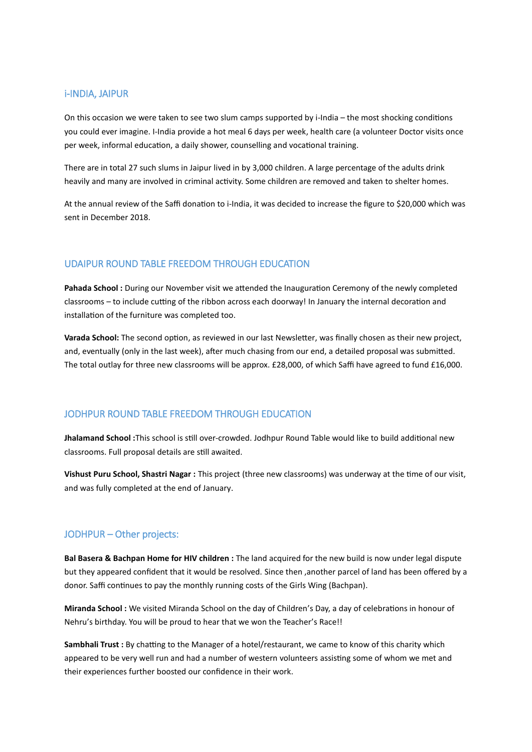## i-INDIA, JAIPUR

On this occasion we were taken to see two slum camps supported by i-India – the most shocking conditions you could ever imagine. I-India provide a hot meal 6 days per week, health care (a volunteer Doctor visits once per week, informal education, a daily shower, counselling and vocational training.

There are in total 27 such slums in Jaipur lived in by 3,000 children. A large percentage of the adults drink heavily and many are involved in criminal activity. Some children are removed and taken to shelter homes.

At the annual review of the Saffi donation to i-India, it was decided to increase the figure to $20,000 which was sent in December 2018.

## UDAIPUR ROUND TABLE FREEDOM THROUGH EDUCATION

**Pahada School :** During our November visit we attended the Inauguration Ceremony of the newly completed classrooms – to include cutting of the ribbon across each doorway! In January the internal decoration and installation of the furniture was completed too.

**Varada School:** The second option, as reviewed in our last Newsletter, was finally chosen as their new project, and, eventually (only in the last week), after much chasing from our end, a detailed proposal was submitted. The total outlay for three new classrooms will be approx. £28,000, of which Saffi have agreed to fund £16,000.

## JODHPUR ROUND TABLE FREEDOM THROUGH EDUCATION

**Jhalamand School :**This school is still over-crowded. Jodhpur Round Table would like to build additional new classrooms. Full proposal details are still awaited.

**Vishust Puru School, Shastri Nagar :** This project (three new classrooms) was underway at the time of our visit, and was fully completed at the end of January.

## JODHPUR – Other projects:

**Bal Basera & Bachpan Home for HIV children :** The land acquired for the new build is now under legal dispute but they appeared confident that it would be resolved. Since then ,another parcel of land has been offered by a donor. Saffi continues to pay the monthly running costs of the Girls Wing (Bachpan).

**Miranda School :** We visited Miranda School on the day of Children's Day, a day of celebrations in honour of Nehru's birthday. You will be proud to hear that we won the Teacher's Race!!

**Sambhali Trust :** By chatting to the Manager of a hotel/restaurant, we came to know of this charity which appeared to be very well run and had a number of western volunteers assisting some of whom we met and their experiences further boosted our confidence in their work.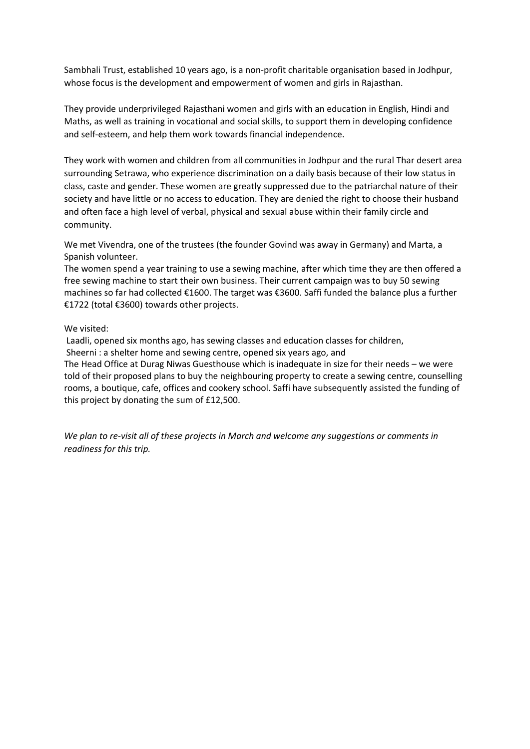Sambhali Trust, established 10 years ago, is a non-profit charitable organisation based in Jodhpur, whose focus is the development and empowerment of women and girls in Rajasthan.

They provide underprivileged Rajasthani women and girls with an education in English, Hindi and Maths, as well as training in vocational and social skills, to support them in developing confidence and self-esteem, and help them work towards financial independence.

They work with women and children from all communities in Jodhpur and the rural Thar desert area surrounding Setrawa, who experience discrimination on a daily basis because of their low status in class, caste and gender. These women are greatly suppressed due to the patriarchal nature of their society and have little or no access to education. They are denied the right to choose their husband and often face a high level of verbal, physical and sexual abuse within their family circle and community.

We met Vivendra, one of the trustees (the founder Govind was away in Germany) and Marta, a Spanish volunteer.
The women spend a year training to use a sewing machine, after which time they are then offered a free sewing machine to start their own business. Their current campaign was to buy 50 sewing machines so far had collected €1600. The target was €3600. Saffi funded the balance plus a further €1722 (total €3600) towards other projects.

We visited:
Laadli, opened six months ago, has sewing classes and education classes for children,
Sheerni : a shelter home and sewing centre, opened six years ago, and
The Head Office at Durag Niwas Guesthouse which is inadequate in size for their needs – we were told of their proposed plans to buy the neighbouring property to create a sewing centre, counselling rooms, a boutique, cafe, offices and cookery school. Saffi have subsequently assisted the funding of this project by donating the sum of £12,500.

*We plan to re-visit all of these projects in March and welcome any suggestions or comments in readiness for this trip.*